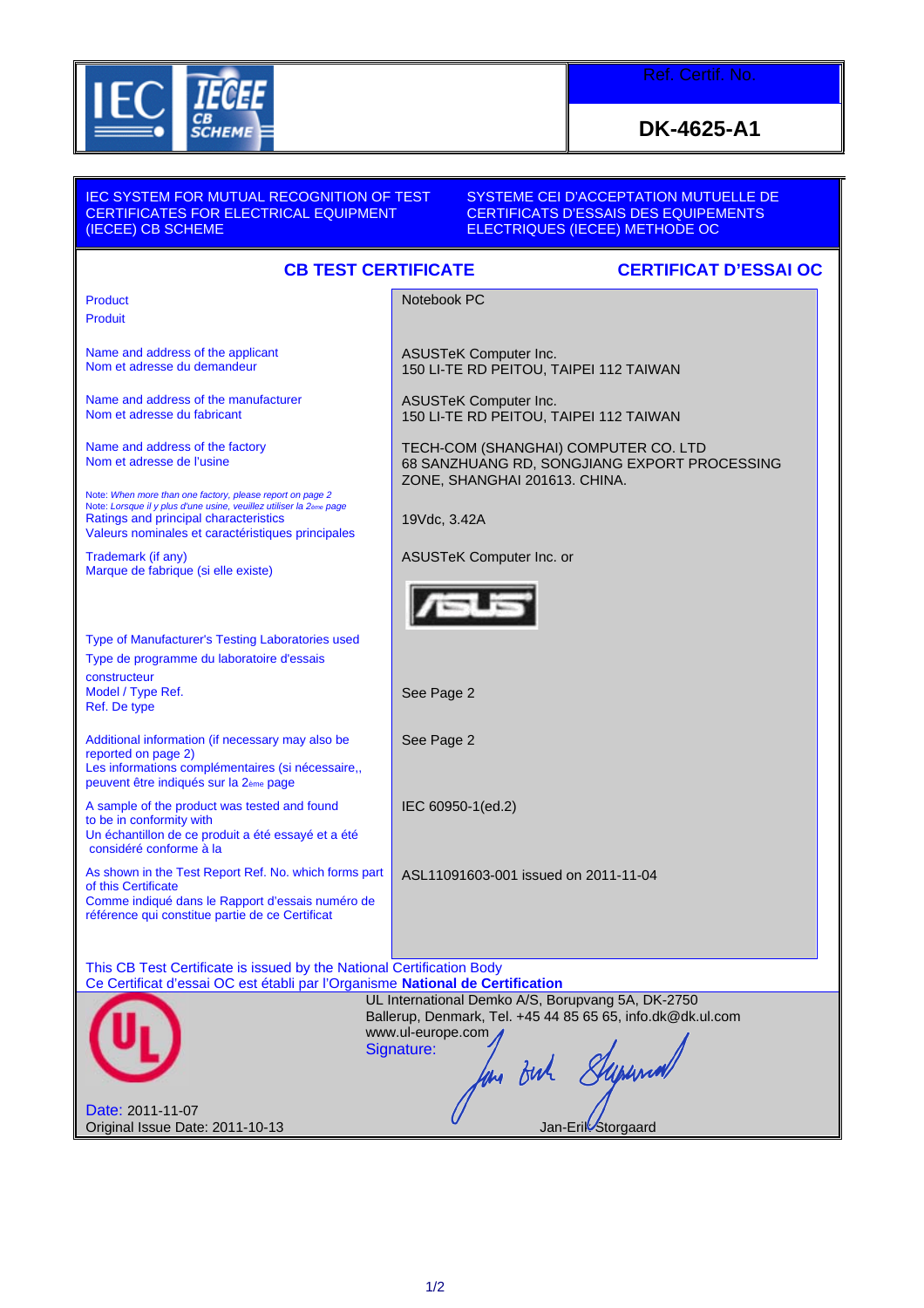Ref. Certif. No.

**DK-4625-A1**

IEC SYSTEM FOR MUTUAL RECOGNITION OF TEST CERTIFICATES FOR ELECTRICAL EQUIPMENT (IECEE) CB SCHEME

SYSTEME CEI D'ACCEPTATION MUTUELLE DE CERTIFICATS D'ESSAIS DES EQUIPEMENTS ELECTRIQUES (IECEE) METHODE OC

## CB TEST CERTIFICATE | CERTIFICAT D'ESSAI OC

| | |
|---|---|
| Product<br>Produit | Notebook PC |
| Name and address of the applicant<br>Nom et adresse du demandeur | ASUSTeK Computer Inc.<br>150 LI-TE RD PEITOU, TAIPEI 112 TAIWAN |
| Name and address of the manufacturer<br>Nom et adresse du fabricant | ASUSTeK Computer Inc.<br>150 LI-TE RD PEITOU, TAIPEI 112 TAIWAN |
| Name and address of the factory<br>Nom et adresse de l'usine | TECH-COM (SHANGHAI) COMPUTER CO. LTD<br>68 SANZHUANG RD, SONGJIANG EXPORT PROCESSING ZONE, SHANGHAI 201613. CHINA. |
| Note: *When more than one factory, please report on page 2*<br>Note: *Lorsque il y plus d'une usine, veuillez utiliser la 2ème page*<br>Ratings and principal characteristics<br>Valeurs nominales et caractéristiques principales | 19Vdc, 3.42A |
| Trademark (if any)<br>Marque de fabrique (si elle existe) | ASUSTeK Computer Inc. or<br>ASUS |
| Type of Manufacturer's Testing Laboratories used<br>Type de programme du laboratoire d'essais constructeur | |
| Model / Type Ref.<br>Ref. De type | See Page 2 |
| Additional information (if necessary may also be reported on page 2)<br>Les informations complémentaires (si nécessaire,, peuvent être indiqués sur la 2ème page | See Page 2 |
| A sample of the product was tested and found to be in conformity with<br>Un échantillon de ce produit a été essayé et a été considéré conforme à la | IEC 60950-1(ed.2) |
| As shown in the Test Report Ref. No. which forms part of this Certificate<br>Comme indiqué dans le Rapport d'essais numéro de référence qui constitue partie de ce Certificat | ASL11091603-001 issued on 2011-11-04 |

This CB Test Certificate is issued by the National Certification Body
Ce Certificat d'essai OC est établi par l'Organisme **National de Certification**

UL International Demko A/S, Borupvang 5A, DK-2750 Ballerup, Denmark, Tel. +45 44 85 65 65, info.dk@dk.ul.com
www.ul-europe.com

Signature:

Jan-Erik Storgaard

Date: 2011-11-07
Original Issue Date: 2011-10-13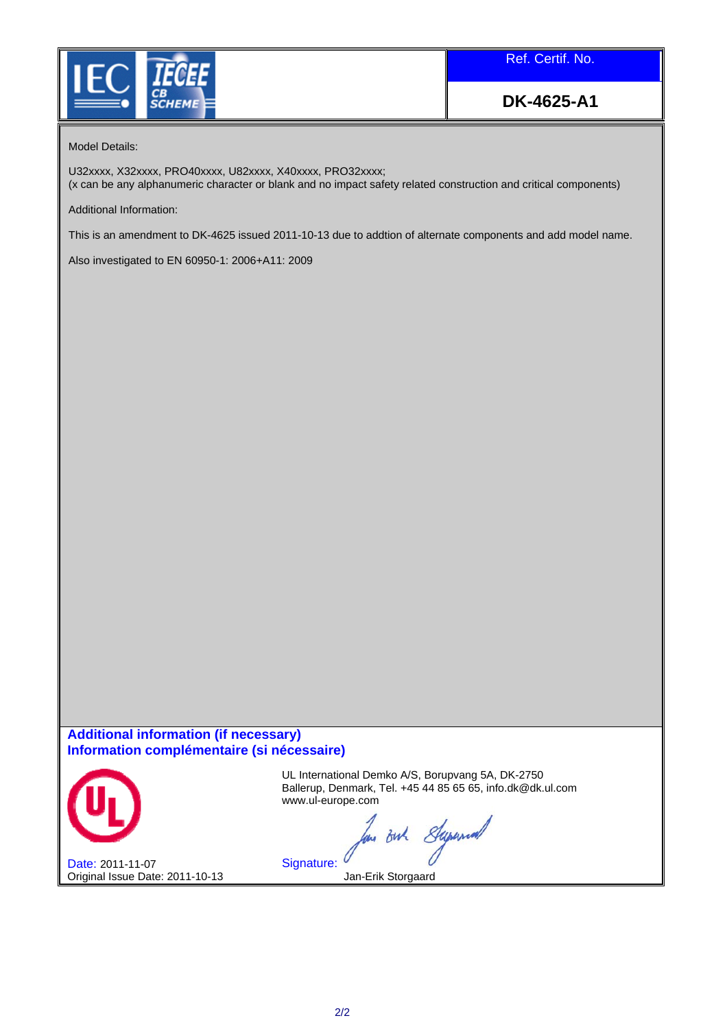Ref. Certif. No.

**DK-4625-A1**

Model Details:

U32xxxx, X32xxxx, PRO40xxxx, U82xxxx, X40xxxx, PRO32xxxx;
(x can be any alphanumeric character or blank and no impact safety related construction and critical components)

Additional Information:

This is an amendment to DK-4625 issued 2011-10-13 due to addtion of alternate components and add model name.

Also investigated to EN 60950-1: 2006+A11: 2009

**Additional information (if necessary)**
**Information complémentaire (si nécessaire)**

UL International Demko A/S, Borupvang 5A, DK-2750 Ballerup, Denmark, Tel. +45 44 85 65 65, info.dk@dk.ul.com
www.ul-europe.com

Date: 2011-11-07
Original Issue Date: 2011-10-13

Signature:
Jan-Erik Storgaard